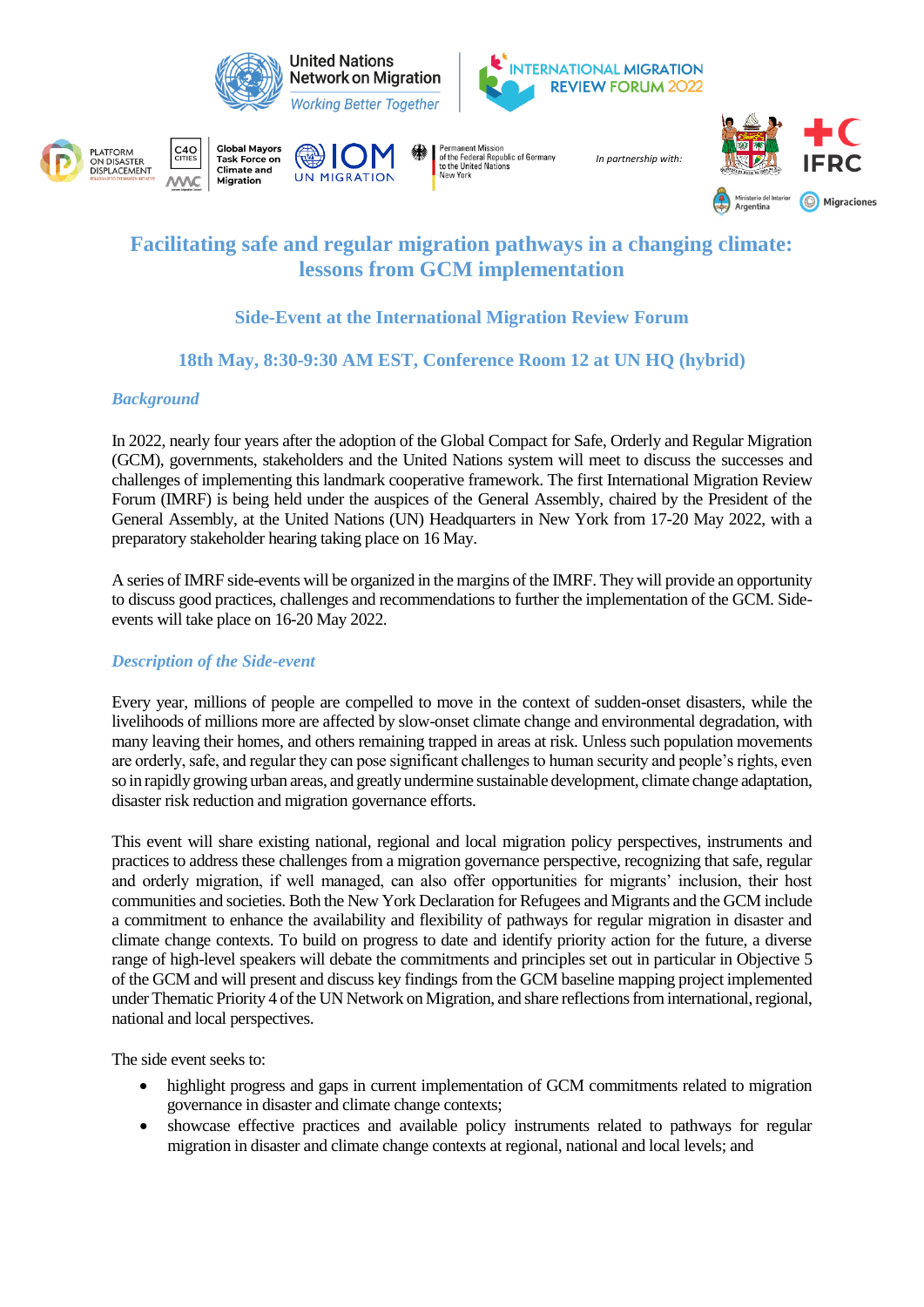# Facilitating safe and regular migration pathways in a changing climate: lessons from GCM implementation

## Side-Event at the International Migration Review Forum

## 18th May, 8:30-9:30 AM EST, Conference Room 12 at UN HQ (hybrid)

### *Background*

In 2022, nearly four years after the adoption of the Global Compact for Safe, Orderly and Regular Migration (GCM), governments, stakeholders and the United Nations system will meet to discuss the successes and challenges of implementing this landmark cooperative framework. The first International Migration Review Forum (IMRF) is being held under the auspices of the General Assembly, chaired by the President of the General Assembly, at the United Nations (UN) Headquarters in New York from 17-20 May 2022, with a preparatory stakeholder hearing taking place on 16 May.

A series of IMRF side-events will be organized in the margins of the IMRF. They will provide an opportunity to discuss good practices, challenges and recommendations to further the implementation of the GCM. Side-events will take place on 16-20 May 2022.

### *Description of the Side-event*

Every year, millions of people are compelled to move in the context of sudden-onset disasters, while the livelihoods of millions more are affected by slow-onset climate change and environmental degradation, with many leaving their homes, and others remaining trapped in areas at risk. Unless such population movements are orderly, safe, and regular they can pose significant challenges to human security and people's rights, even so in rapidly growing urban areas, and greatly undermine sustainable development, climate change adaptation, disaster risk reduction and migration governance efforts.

This event will share existing national, regional and local migration policy perspectives, instruments and practices to address these challenges from a migration governance perspective, recognizing that safe, regular and orderly migration, if well managed, can also offer opportunities for migrants' inclusion, their host communities and societies. Both the New York Declaration for Refugees and Migrants and the GCM include a commitment to enhance the availability and flexibility of pathways for regular migration in disaster and climate change contexts. To build on progress to date and identify priority action for the future, a diverse range of high-level speakers will debate the commitments and principles set out in particular in Objective 5 of the GCM and will present and discuss key findings from the GCM baseline mapping project implemented under Thematic Priority 4 of the UN Network on Migration, and share reflections from international, regional, national and local perspectives.

The side event seeks to:

- highlight progress and gaps in current implementation of GCM commitments related to migration governance in disaster and climate change contexts;
- showcase effective practices and available policy instruments related to pathways for regular migration in disaster and climate change contexts at regional, national and local levels; and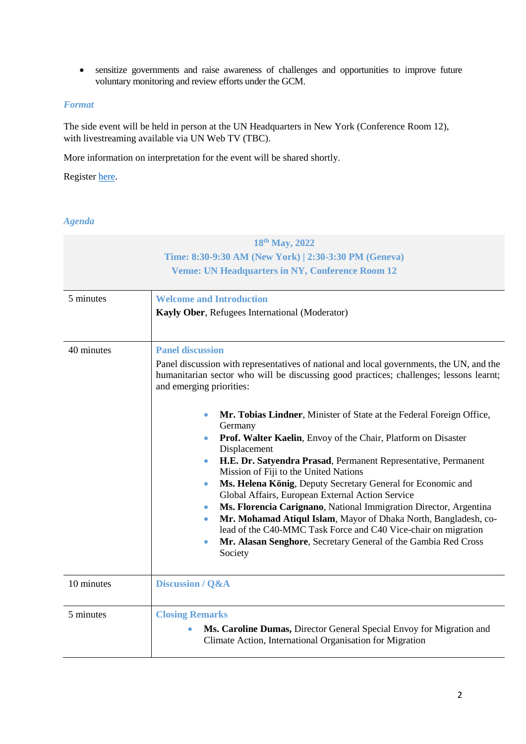- sensitize governments and raise awareness of challenges and opportunities to improve future voluntary monitoring and review efforts under the GCM.

### *Format*

The side event will be held in person at the UN Headquarters in New York (Conference Room 12), with livestreaming available via UN Web TV (TBC).

More information on interpretation for the event will be shared shortly.

Register here.

### *Agenda*

| **18th May, 2022**<br>**Time: 8:30-9:30 AM (New York) \| 2:30-3:30 PM (Geneva)**<br>**Venue: UN Headquarters in NY, Conference Room 12** | |
|---|---|
| 5 minutes | **Welcome and Introduction**<br>**Kayly Ober**, Refugees International (Moderator) |
| 40 minutes | **Panel discussion**<br>Panel discussion with representatives of national and local governments, the UN, and the humanitarian sector who will be discussing good practices; challenges; lessons learnt; and emerging priorities:<br>• **Mr. Tobias Lindner**, Minister of State at the Federal Foreign Office, Germany<br>• **Prof. Walter Kaelin**, Envoy of the Chair, Platform on Disaster Displacement<br>• **H.E. Dr. Satyendra Prasad**, Permanent Representative, Permanent Mission of Fiji to the United Nations<br>• **Ms. Helena König**, Deputy Secretary General for Economic and Global Affairs, European External Action Service<br>• **Ms. Florencia Carignano**, National Immigration Director, Argentina<br>• **Mr. Mohamad Atiqul Islam**, Mayor of Dhaka North, Bangladesh, co-lead of the C40-MMC Task Force and C40 Vice-chair on migration<br>• **Mr. Alasan Senghore**, Secretary General of the Gambia Red Cross Society |
| 10 minutes | **Discussion / Q&A** |
| 5 minutes | **Closing Remarks**<br>• **Ms. Caroline Dumas,** Director General Special Envoy for Migration and Climate Action, International Organisation for Migration |